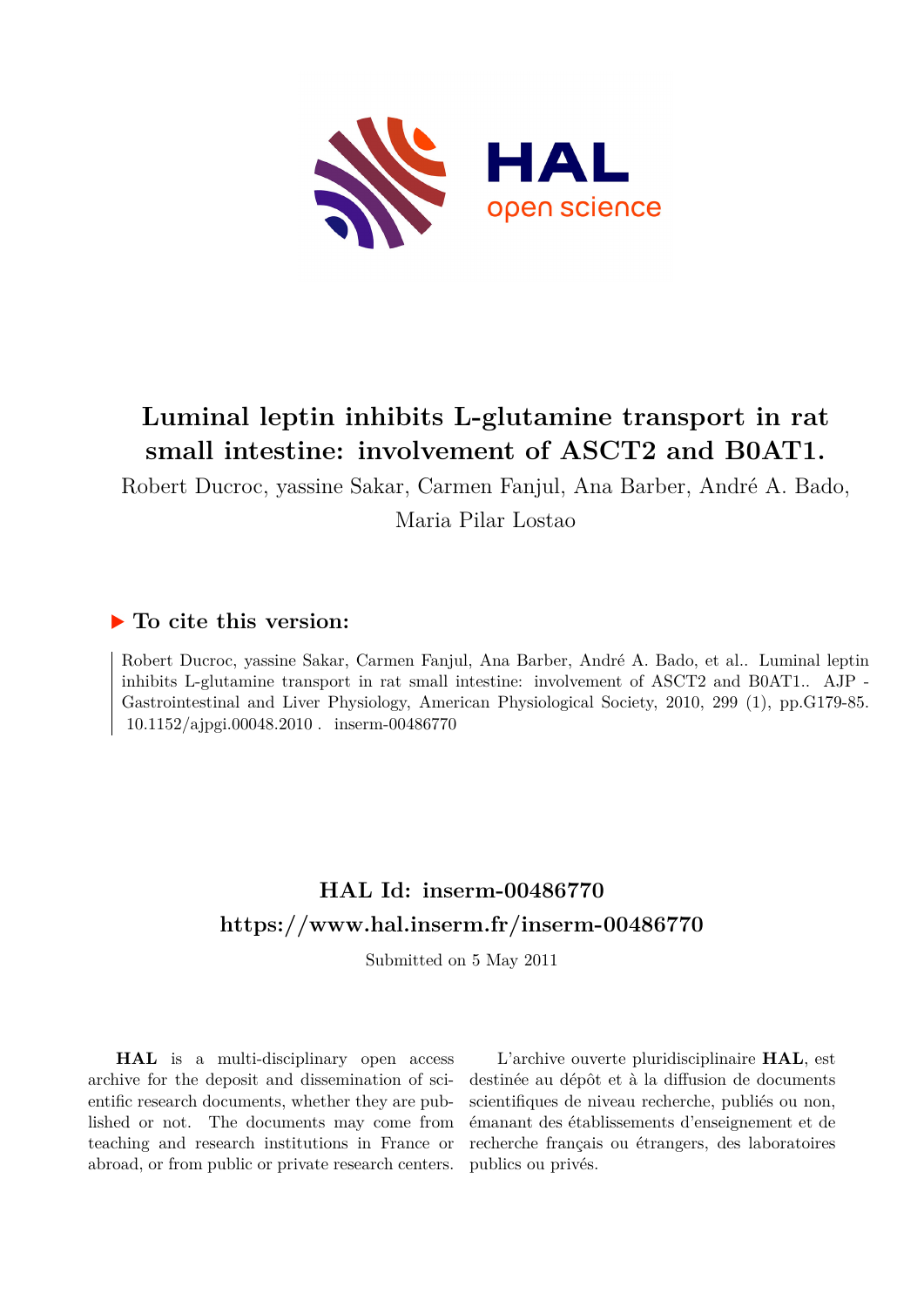# Luminal leptin inhibits L-glutamine transport in rat small intestine: involvement of ASCT2 and B0AT1.

Robert Ducroc, yassine Sakar, Carmen Fanjul, Ana Barber, André A. Bado, Maria Pilar Lostao

## ▶ To cite this version:

Robert Ducroc, yassine Sakar, Carmen Fanjul, Ana Barber, André A. Bado, et al.. Luminal leptin inhibits L-glutamine transport in rat small intestine: involvement of ASCT2 and B0AT1.. AJP - Gastrointestinal and Liver Physiology, American Physiological Society, 2010, 299 (1), pp.G179-85. 10.1152/ajpgi.00048.2010 . inserm-00486770

## HAL Id: inserm-00486770
## https://www.hal.inserm.fr/inserm-00486770

Submitted on 5 May 2011

**HAL** is a multi-disciplinary open access archive for the deposit and dissemination of scientific research documents, whether they are published or not. The documents may come from teaching and research institutions in France or abroad, or from public or private research centers.

L'archive ouverte pluridisciplinaire **HAL**, est destinée au dépôt et à la diffusion de documents scientifiques de niveau recherche, publiés ou non, émanant des établissements d'enseignement et de recherche français ou étrangers, des laboratoires publics ou privés.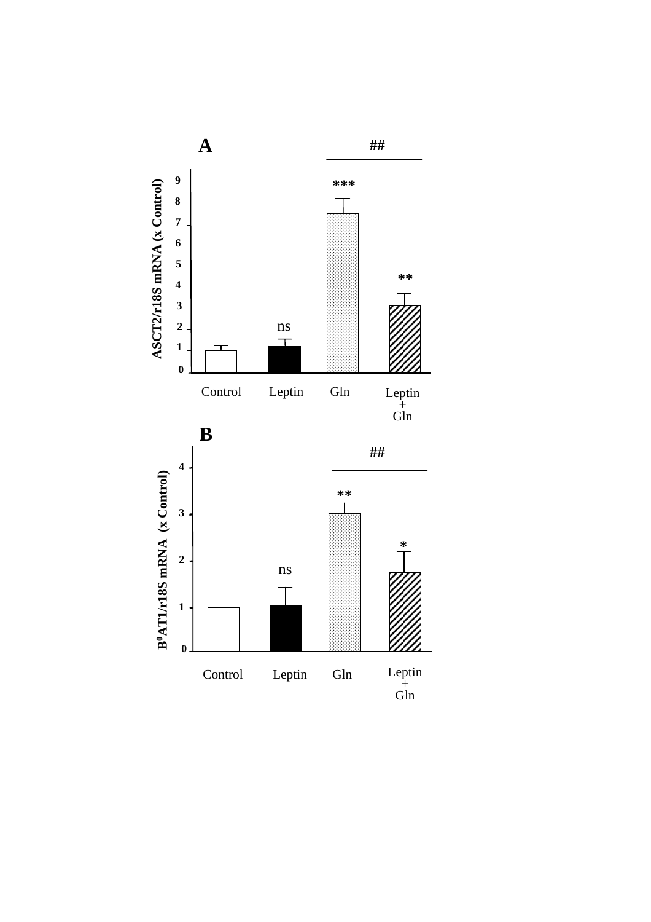A

##

ASCT2/r18S mRNA (x Control)

9
8
7
6
5
4
3
2
1
0

***

**

ns

Control

Leptin

Gln

Leptin
+
Gln

B

##

$B^0AT1$/r18S mRNA (x Control)

4
3
2
1
0

**

*

ns

Control

Leptin

Gln

Leptin
+
Gln